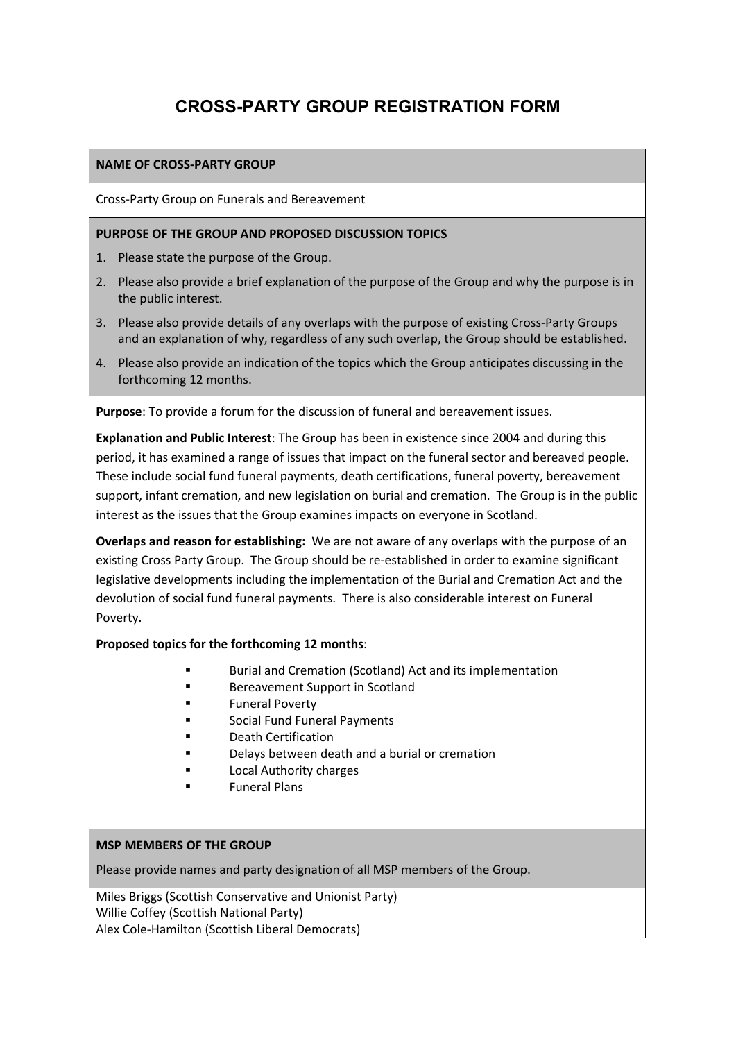# CROSS-PARTY GROUP REGISTRATION FORM

**NAME OF CROSS-PARTY GROUP**

Cross-Party Group on Funerals and Bereavement

**PURPOSE OF THE GROUP AND PROPOSED DISCUSSION TOPICS**

1. Please state the purpose of the Group.
2. Please also provide a brief explanation of the purpose of the Group and why the purpose is in the public interest.
3. Please also provide details of any overlaps with the purpose of existing Cross-Party Groups and an explanation of why, regardless of any such overlap, the Group should be established.
4. Please also provide an indication of the topics which the Group anticipates discussing in the forthcoming 12 months.

**Purpose**: To provide a forum for the discussion of funeral and bereavement issues.

**Explanation and Public Interest**: The Group has been in existence since 2004 and during this period, it has examined a range of issues that impact on the funeral sector and bereaved people. These include social fund funeral payments, death certifications, funeral poverty, bereavement support, infant cremation, and new legislation on burial and cremation. The Group is in the public interest as the issues that the Group examines impacts on everyone in Scotland.

**Overlaps and reason for establishing:** We are not aware of any overlaps with the purpose of an existing Cross Party Group. The Group should be re-established in order to examine significant legislative developments including the implementation of the Burial and Cremation Act and the devolution of social fund funeral payments. There is also considerable interest on Funeral Poverty.

**Proposed topics for the forthcoming 12 months**:

- Burial and Cremation (Scotland) Act and its implementation
- Bereavement Support in Scotland
- Funeral Poverty
- Social Fund Funeral Payments
- Death Certification
- Delays between death and a burial or cremation
- Local Authority charges
- Funeral Plans

**MSP MEMBERS OF THE GROUP**

Please provide names and party designation of all MSP members of the Group.

Miles Briggs (Scottish Conservative and Unionist Party)
Willie Coffey (Scottish National Party)
Alex Cole-Hamilton (Scottish Liberal Democrats)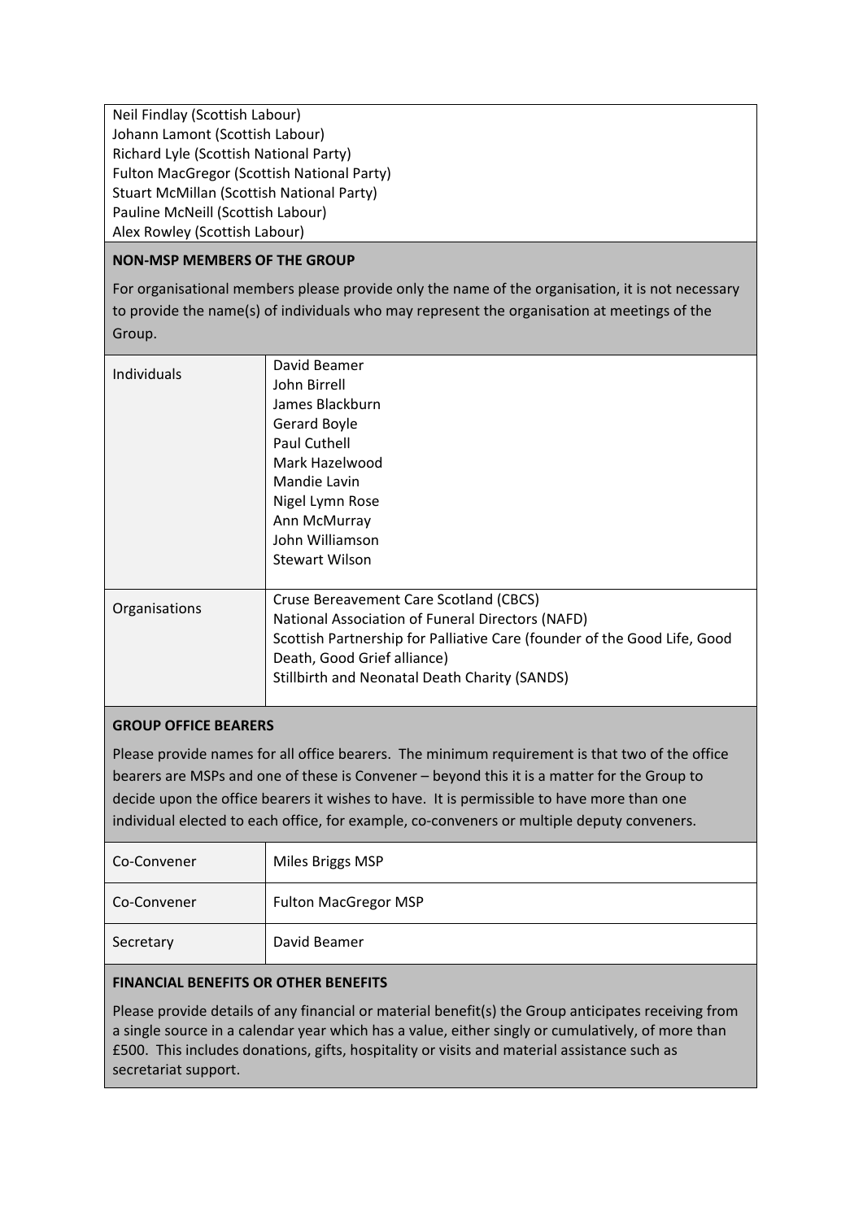Neil Findlay (Scottish Labour)
Johann Lamont (Scottish Labour)
Richard Lyle (Scottish National Party)
Fulton MacGregor (Scottish National Party)
Stuart McMillan (Scottish National Party)
Pauline McNeill (Scottish Labour)
Alex Rowley (Scottish Labour)

**NON-MSP MEMBERS OF THE GROUP**

For organisational members please provide only the name of the organisation, it is not necessary to provide the name(s) of individuals who may represent the organisation at meetings of the Group.

| | |
|---|---|
| Individuals | David Beamer<br>John Birrell<br>James Blackburn<br>Gerard Boyle<br>Paul Cuthell<br>Mark Hazelwood<br>Mandie Lavin<br>Nigel Lymn Rose<br>Ann McMurray<br>John Williamson<br>Stewart Wilson |
| Organisations | Cruse Bereavement Care Scotland (CBCS)<br>National Association of Funeral Directors (NAFD)<br>Scottish Partnership for Palliative Care (founder of the Good Life, Good Death, Good Grief alliance)<br>Stillbirth and Neonatal Death Charity (SANDS) |

**GROUP OFFICE BEARERS**

Please provide names for all office bearers. The minimum requirement is that two of the office bearers are MSPs and one of these is Convener – beyond this it is a matter for the Group to decide upon the office bearers it wishes to have. It is permissible to have more than one individual elected to each office, for example, co-conveners or multiple deputy conveners.

| | |
|---|---|
| Co-Convener | Miles Briggs MSP |
| Co-Convener | Fulton MacGregor MSP |
| Secretary | David Beamer |

**FINANCIAL BENEFITS OR OTHER BENEFITS**

Please provide details of any financial or material benefit(s) the Group anticipates receiving from a single source in a calendar year which has a value, either singly or cumulatively, of more than £500. This includes donations, gifts, hospitality or visits and material assistance such as secretariat support.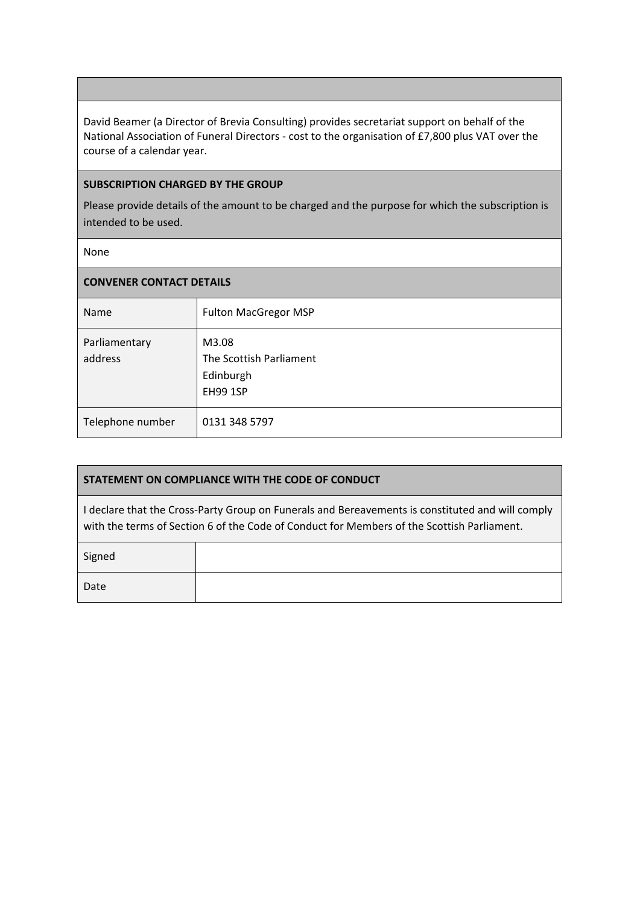| |
|---|
| David Beamer (a Director of Brevia Consulting) provides secretariat support on behalf of the National Association of Funeral Directors - cost to the organisation of £7,800 plus VAT over the course of a calendar year. |

**SUBSCRIPTION CHARGED BY THE GROUP**

Please provide details of the amount to be charged and the purpose for which the subscription is intended to be used.

None

**CONVENER CONTACT DETAILS**

| | |
|---|---|
| Name | Fulton MacGregor MSP |
| Parliamentary address | M3.08<br>The Scottish Parliament<br>Edinburgh<br>EH99 1SP |
| Telephone number | 0131 348 5797 |

**STATEMENT ON COMPLIANCE WITH THE CODE OF CONDUCT**

I declare that the Cross-Party Group on Funerals and Bereavements is constituted and will comply with the terms of Section 6 of the Code of Conduct for Members of the Scottish Parliament.

| | |
|---|---|
| Signed | |
| Date | |